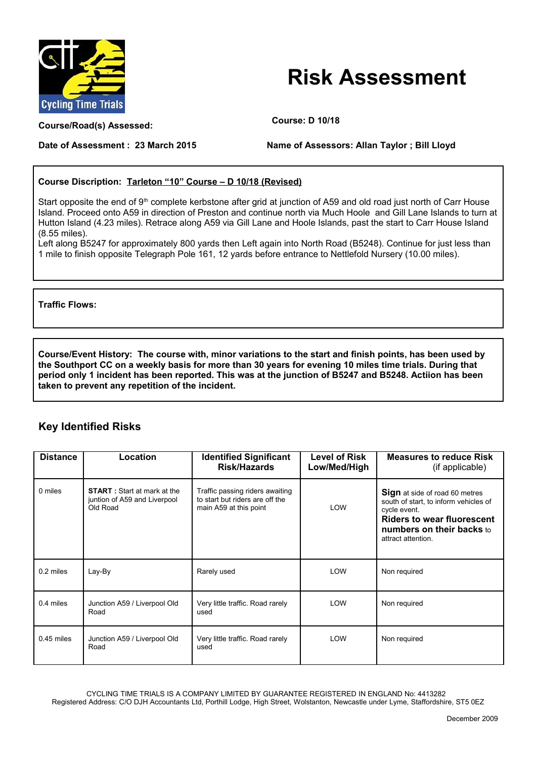# Risk Assessment

**Course/Road(s) Assessed:** **Course: D 10/18**

**Date of Assessment : 23 March 2015** **Name of Assessors: Allan Taylor ; Bill Lloyd**

**Course Discription: Tarleton "10" Course – D 10/18 (Revised)**

Start opposite the end of 9th complete kerbstone after grid at junction of A59 and old road just north of Carr House Island. Proceed onto A59 in direction of Preston and continue north via Much Hoole and Gill Lane Islands to turn at Hutton Island (4.23 miles). Retrace along A59 via Gill Lane and Hoole Islands, past the start to Carr House Island (8.55 miles).
Left along B5247 for approximately 800 yards then Left again into North Road (B5248). Continue for just less than 1 mile to finish opposite Telegraph Pole 161, 12 yards before entrance to Nettlefold Nursery (10.00 miles).

**Traffic Flows:**

**Course/Event History: The course with, minor variations to the start and finish points, has been used by the Southport CC on a weekly basis for more than 30 years for evening 10 miles time trials. During that period only 1 incident has been reported. This was at the junction of B5247 and B5248. Actiion has been taken to prevent any repetition of the incident.**

## Key Identified Risks

| Distance | Location | Identified Significant Risk/Hazards | Level of Risk Low/Med/High | Measures to reduce Risk (if applicable) |
|---|---|---|---|---|
| 0 miles | **START :** Start at mark at the juntion of A59 and Liverpool Old Road | Traffic passing riders awaiting to start but riders are off the main A59 at this point | LOW | **Sign** at side of road 60 metres south of start, to inform vehicles of cycle event. **Riders to wear fluorescent numbers on their backs** to attract attention. |
| 0.2 miles | Lay-By | Rarely used | LOW | Non required |
| 0.4 miles | Junction A59 / Liverpool Old Road | Very little traffic. Road rarely used | LOW | Non required |
| 0.45 miles | Junction A59 / Liverpool Old Road | Very little traffic. Road rarely used | LOW | Non required |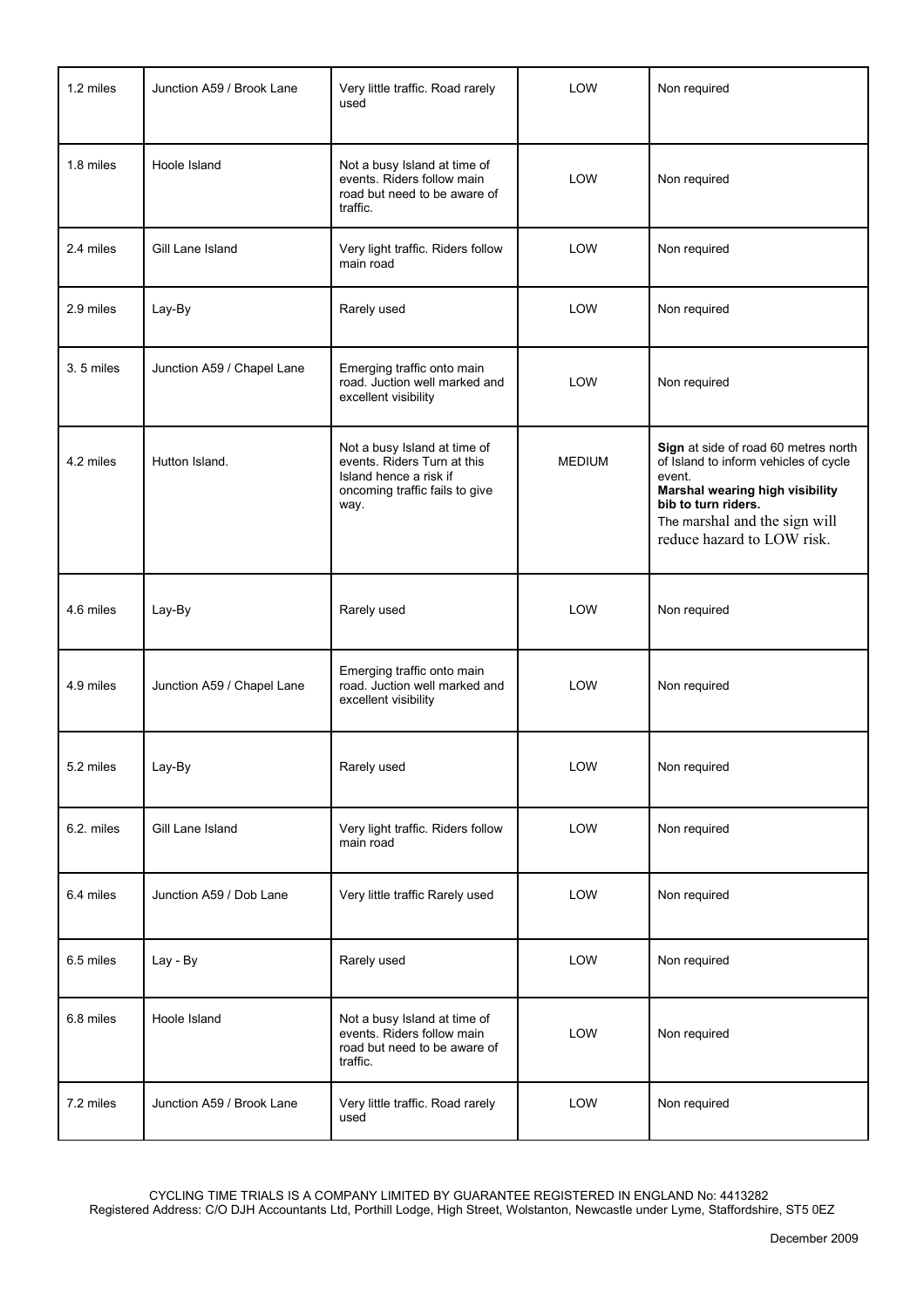| | | | | |
|---|---|---|---|---|
| 1.2 miles | Junction A59 / Brook Lane | Very little traffic. Road rarely used | LOW | Non required |
| 1.8 miles | Hoole Island | Not a busy Island at time of events. Riders follow main road but need to be aware of traffic. | LOW | Non required |
| 2.4 miles | Gill Lane Island | Very light traffic. Riders follow main road | LOW | Non required |
| 2.9 miles | Lay-By | Rarely used | LOW | Non required |
| 3. 5 miles | Junction A59 / Chapel Lane | Emerging traffic onto main road. Juction well marked and excellent visibility | LOW | Non required |
| 4.2 miles | Hutton Island. | Not a busy Island at time of events. Riders Turn at this Island hence a risk if oncoming traffic fails to give way. | MEDIUM | **Sign** at side of road 60 metres north of Island to inform vehicles of cycle event. **Marshal wearing high visibility bib to turn riders.** The marshal and the sign will reduce hazard to LOW risk. |
| 4.6 miles | Lay-By | Rarely used | LOW | Non required |
| 4.9 miles | Junction A59 / Chapel Lane | Emerging traffic onto main road. Juction well marked and excellent visibility | LOW | Non required |
| 5.2 miles | Lay-By | Rarely used | LOW | Non required |
| 6.2. miles | Gill Lane Island | Very light traffic. Riders follow main road | LOW | Non required |
| 6.4 miles | Junction A59 / Dob Lane | Very little traffic Rarely used | LOW | Non required |
| 6.5 miles | Lay - By | Rarely used | LOW | Non required |
| 6.8 miles | Hoole Island | Not a busy Island at time of events. Riders follow main road but need to be aware of traffic. | LOW | Non required |
| 7.2 miles | Junction A59 / Brook Lane | Very little traffic. Road rarely used | LOW | Non required |

CYCLING TIME TRIALS IS A COMPANY LIMITED BY GUARANTEE REGISTERED IN ENGLAND No: 4413282
Registered Address: C/O DJH Accountants Ltd, Porthill Lodge, High Street, Wolstanton, Newcastle under Lyme, Staffordshire, ST5 0EZ

December 2009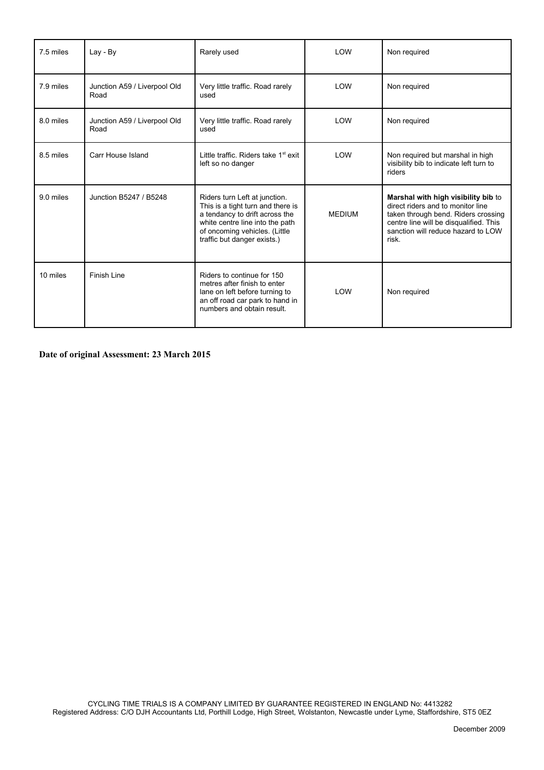| | | | | |
|---|---|---|---|---|
| 7.5 miles | Lay - By | Rarely used | LOW | Non required |
| 7.9 miles | Junction A59 / Liverpool Old Road | Very little traffic. Road rarely used | LOW | Non required |
| 8.0 miles | Junction A59 / Liverpool Old Road | Very little traffic. Road rarely used | LOW | Non required |
| 8.5 miles | Carr House Island | Little traffic. Riders take 1st exit left so no danger | LOW | Non required but marshal in high visibility bib to indicate left turn to riders |
| 9.0 miles | Junction B5247 / B5248 | Riders turn Left at junction. This is a tight turn and there is a tendancy to drift across the white centre line into the path of oncoming vehicles. (Little traffic but danger exists.) | MEDIUM | **Marshal with high visibility bib** to direct riders and to monitor line taken through bend. Riders crossing centre line will be disqualified. This sanction will reduce hazard to LOW risk. |
| 10 miles | Finish Line | Riders to continue for 150 metres after finish to enter lane on left before turning to an off road car park to hand in numbers and obtain result. | LOW | Non required |

**Date of original Assessment: 23 March 2015**

CYCLING TIME TRIALS IS A COMPANY LIMITED BY GUARANTEE REGISTERED IN ENGLAND No: 4413282
Registered Address: C/O DJH Accountants Ltd, Porthill Lodge, High Street, Wolstanton, Newcastle under Lyme, Staffordshire, ST5 0EZ

December 2009